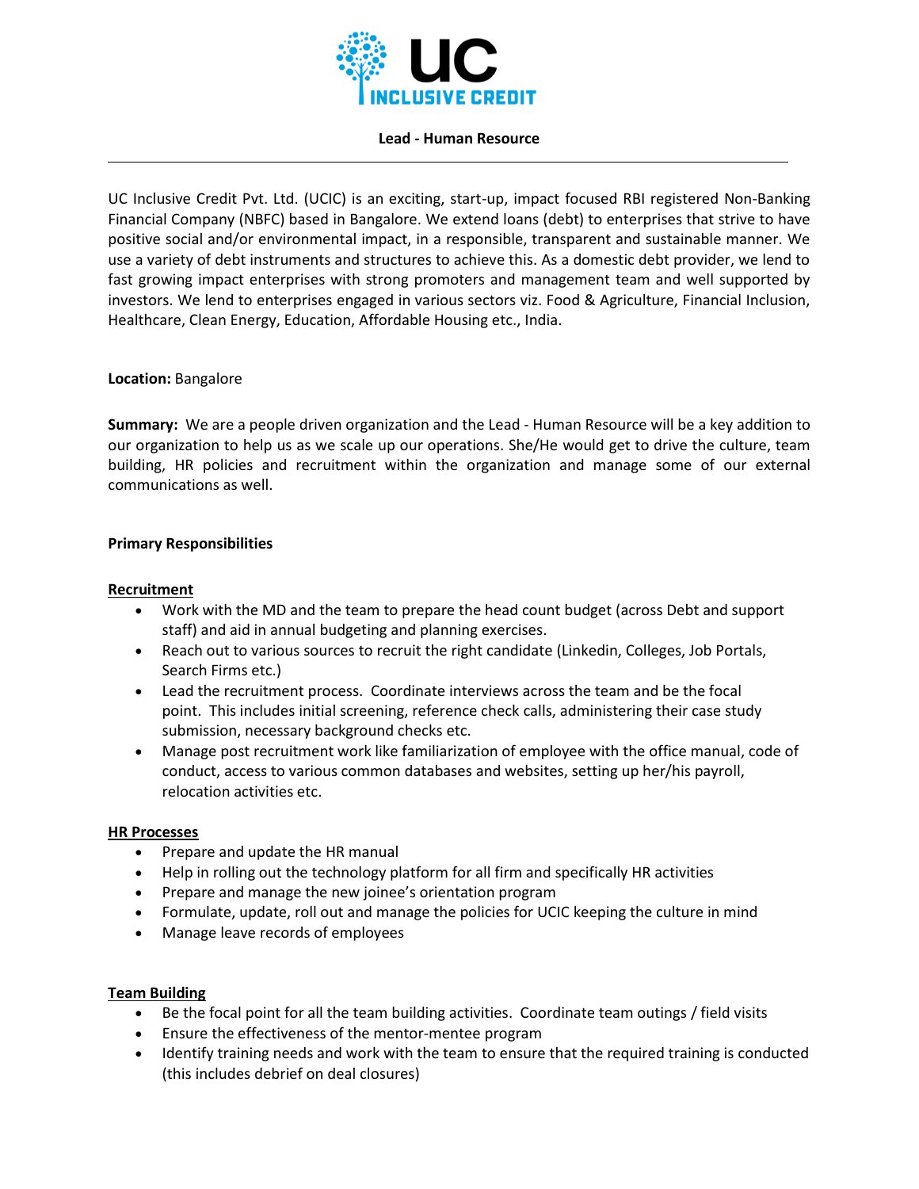# Lead - Human Resource

UC Inclusive Credit Pvt. Ltd. (UCIC) is an exciting, start-up, impact focused RBI registered Non-Banking Financial Company (NBFC) based in Bangalore. We extend loans (debt) to enterprises that strive to have positive social and/or environmental impact, in a responsible, transparent and sustainable manner. We use a variety of debt instruments and structures to achieve this. As a domestic debt provider, we lend to fast growing impact enterprises with strong promoters and management team and well supported by investors. We lend to enterprises engaged in various sectors viz. Food & Agriculture, Financial Inclusion, Healthcare, Clean Energy, Education, Affordable Housing etc., India.

**Location:** Bangalore

**Summary:** We are a people driven organization and the Lead - Human Resource will be a key addition to our organization to help us as we scale up our operations. She/He would get to drive the culture, team building, HR policies and recruitment within the organization and manage some of our external communications as well.

## Primary Responsibilities

### Recruitment

- Work with the MD and the team to prepare the head count budget (across Debt and support staff) and aid in annual budgeting and planning exercises.
- Reach out to various sources to recruit the right candidate (Linkedin, Colleges, Job Portals, Search Firms etc.)
- Lead the recruitment process. Coordinate interviews across the team and be the focal point. This includes initial screening, reference check calls, administering their case study submission, necessary background checks etc.
- Manage post recruitment work like familiarization of employee with the office manual, code of conduct, access to various common databases and websites, setting up her/his payroll, relocation activities etc.

### HR Processes

- Prepare and update the HR manual
- Help in rolling out the technology platform for all firm and specifically HR activities
- Prepare and manage the new joinee's orientation program
- Formulate, update, roll out and manage the policies for UCIC keeping the culture in mind
- Manage leave records of employees

### Team Building

- Be the focal point for all the team building activities. Coordinate team outings / field visits
- Ensure the effectiveness of the mentor-mentee program
- Identify training needs and work with the team to ensure that the required training is conducted (this includes debrief on deal closures)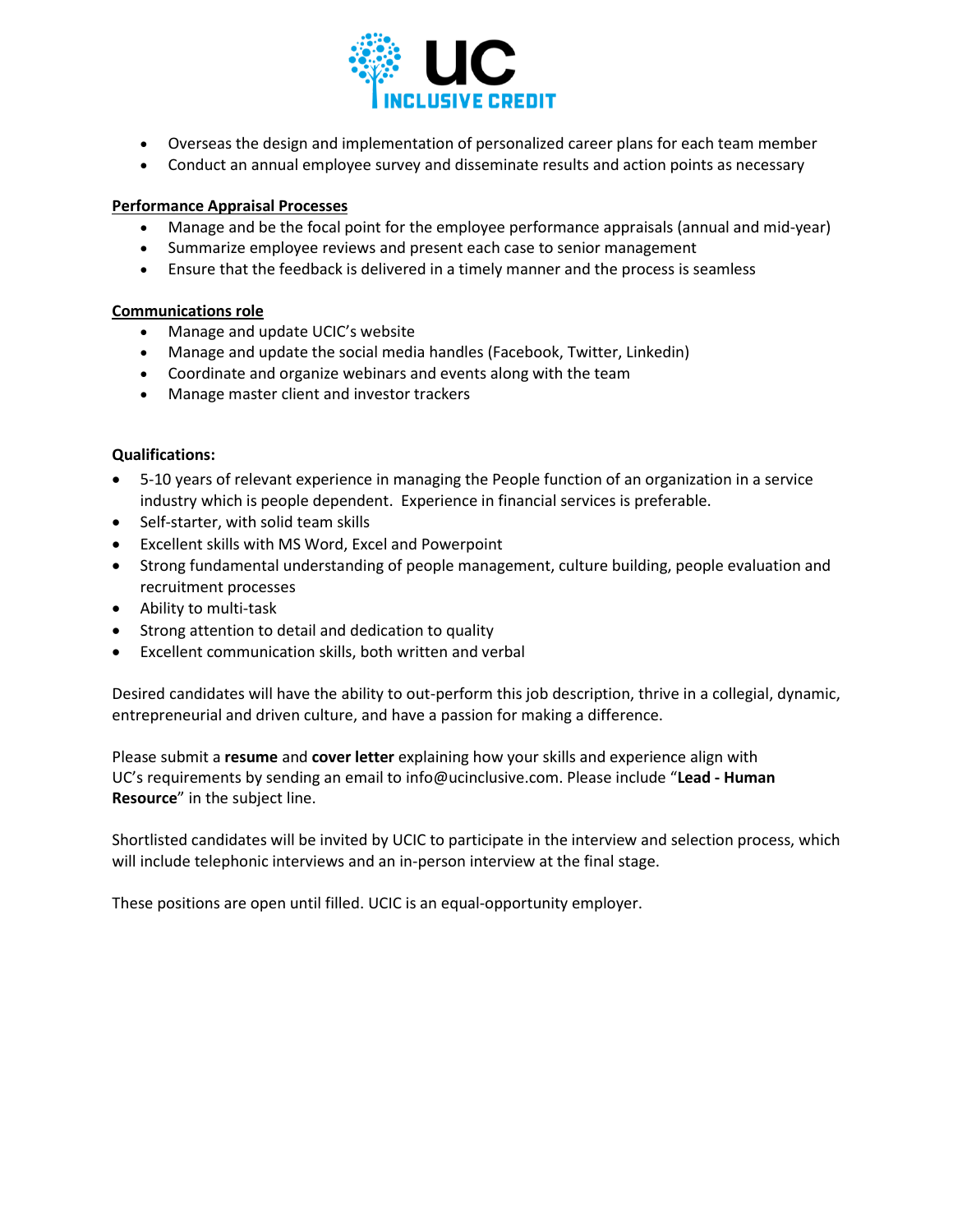- Overseas the design and implementation of personalized career plans for each team member
- Conduct an annual employee survey and disseminate results and action points as necessary

**Performance Appraisal Processes**

- Manage and be the focal point for the employee performance appraisals (annual and mid-year)
- Summarize employee reviews and present each case to senior management
- Ensure that the feedback is delivered in a timely manner and the process is seamless

**Communications role**

- Manage and update UCIC's website
- Manage and update the social media handles (Facebook, Twitter, Linkedin)
- Coordinate and organize webinars and events along with the team
- Manage master client and investor trackers

**Qualifications:**

- 5-10 years of relevant experience in managing the People function of an organization in a service industry which is people dependent. Experience in financial services is preferable.
- Self-starter, with solid team skills
- Excellent skills with MS Word, Excel and Powerpoint
- Strong fundamental understanding of people management, culture building, people evaluation and recruitment processes
- Ability to multi-task
- Strong attention to detail and dedication to quality
- Excellent communication skills, both written and verbal

Desired candidates will have the ability to out-perform this job description, thrive in a collegial, dynamic, entrepreneurial and driven culture, and have a passion for making a difference.

Please submit a **resume** and **cover letter** explaining how your skills and experience align with UC's requirements by sending an email to info@ucinclusive.com. Please include "**Lead - Human Resource**" in the subject line.

Shortlisted candidates will be invited by UCIC to participate in the interview and selection process, which will include telephonic interviews and an in-person interview at the final stage.

These positions are open until filled. UCIC is an equal-opportunity employer.